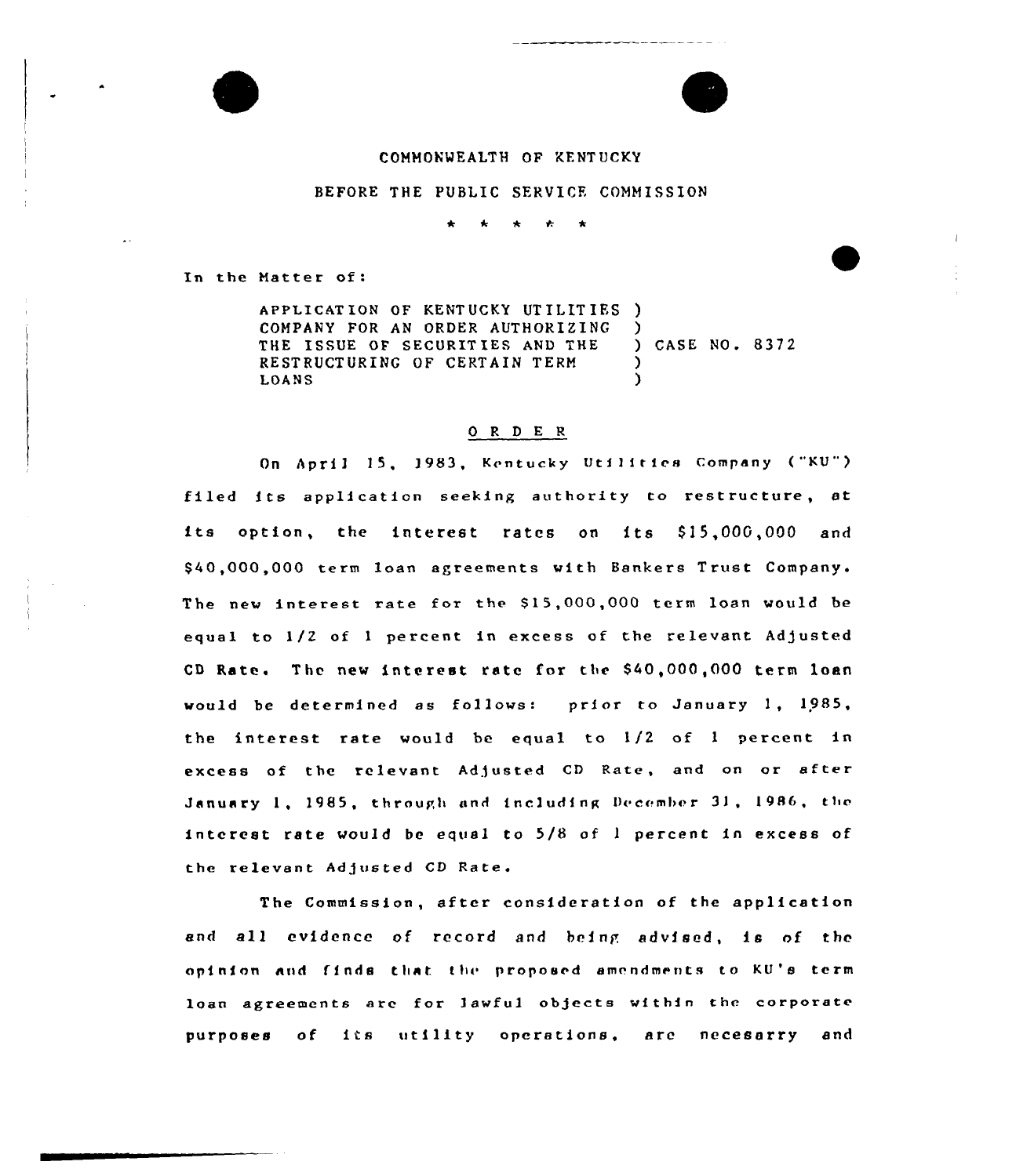COMMONWEALTH OF KENTUCKY

BEFORE THE PUBLIC SERVICE COMMISSION

\* \* \* \* \*

In the Matter of:

APPLICATION OF KENTUCKY UTILITIES COMPANY FOR AN ORDER AUTHORIZING THE ISSUE OF SECURITIES AND THE RESTRUCTURING OF CERTAIN TERM LOANS ) CASE NO. 8372

O R D E R

On April 15, 1983, Kentucky Utilities Company ("KU") filed its application seeking authority to restructure, at its option, the interest rates on its \$15,000,000 and \$40,000,000 term loan agreements with Bankers Trust Company. The new interest rate for the \$15,000,000 term loan would be equal to 1/2 of 1 percent in excess of the relevant Adjusted CD Rate. The new interest rate for the \$40,000,000 term loan would be determined as follows: prior to January 1, 1985, the interest rate would be equal to 1/2 of 1 percent in excess of the relevant Adjusted CD Rate, and on or after January 1, 1985, through and including December 31, 1986, the interest rate would be equal to 5/8 of 1 percent in excess of the relevant Adjusted CD Rate.

The Commission, after consideration of the application and all evidence of record and being advised, is of the opinion and finds that the proposed amendments to KU's term loan agreements are for lawful objects within the corporate purposes of its utility operations, are necesarry and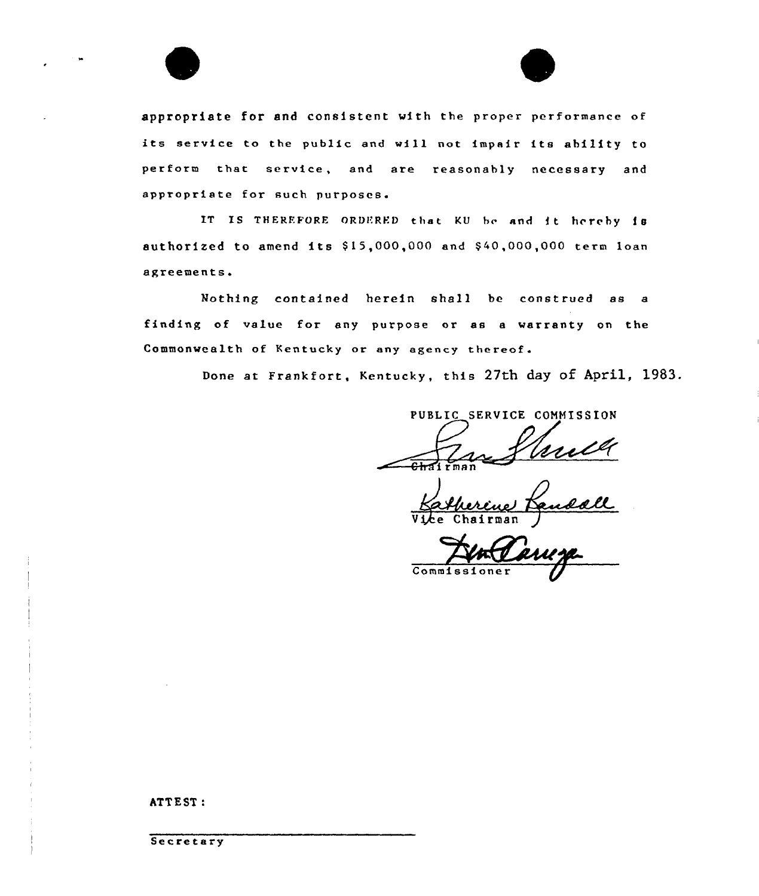appropriate for and consistent with the proper performance of its service to the public and will not impair its ability to perform that service, and are reasonably necessary and appropriate for such purposes.

IT IS THEREFORE ORDERED that KU be and it hereby is authorized to amend its $15,000,000 and $40,000,000 term loan agreements.

Nothing contained herein shall be construed as a finding of value for any purpose or as a warranty on the Commonwealth of Kentucky or any agency thereof.

Done at Frankfort, Kentucky, this 27th day of April, 1983.

PUBLIC SERVICE COMMISSION

Chairman

Vice Chairman

Commissioner

ATTEST:

Secretary